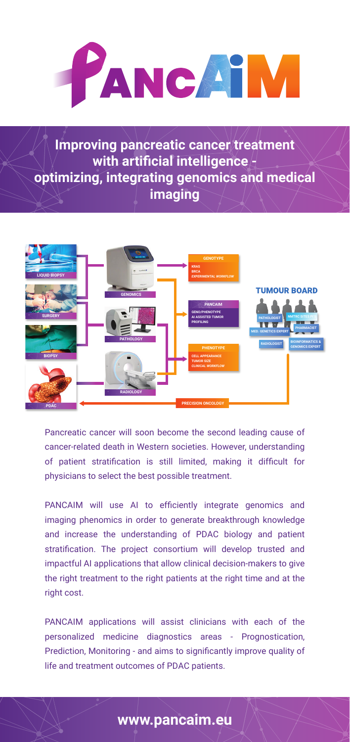# PANCAIM

## Improving pancreatic cancer treatment with artificial intelligence - optimizing, integrating genomics and medical imaging

LIQUID BIOPSY

SURGERY

BIOPSY

PDAC

GENOMICS

PATHOLOGY

RADIOLOGY

**GENOTYPE**
KRAS
BRCA
*EXPERIMENTAL WORKFLOW*

**PANCAIM**
GENO/PHENOTYPE
AI ASSISTED TUMOR PROFILING

**PHENOTYPE**
CELL APPEARANCE
TUMOR SIZE
*CLINICAL WORKFLOW*

**TUMOUR BOARD**

PATHOLOGIST

NMTRC SITES PI'S

PHARMACIST

MED. GENETICS EXPERT

RADIOLOGIST

BIOINFORMATICS & GENOMICS EXPERT

PRECISION ONCOLOGY

Pancreatic cancer will soon become the second leading cause of cancer-related death in Western societies. However, understanding of patient stratification is still limited, making it difficult for physicians to select the best possible treatment.

PANCAIM will use AI to efficiently integrate genomics and imaging phenomics in order to generate breakthrough knowledge and increase the understanding of PDAC biology and patient stratification. The project consortium will develop trusted and impactful AI applications that allow clinical decision-makers to give the right treatment to the right patients at the right time and at the right cost.

PANCAIM applications will assist clinicians with each of the personalized medicine diagnostics areas - Prognostication, Prediction, Monitoring - and aims to significantly improve quality of life and treatment outcomes of PDAC patients.

**www.pancaim.eu**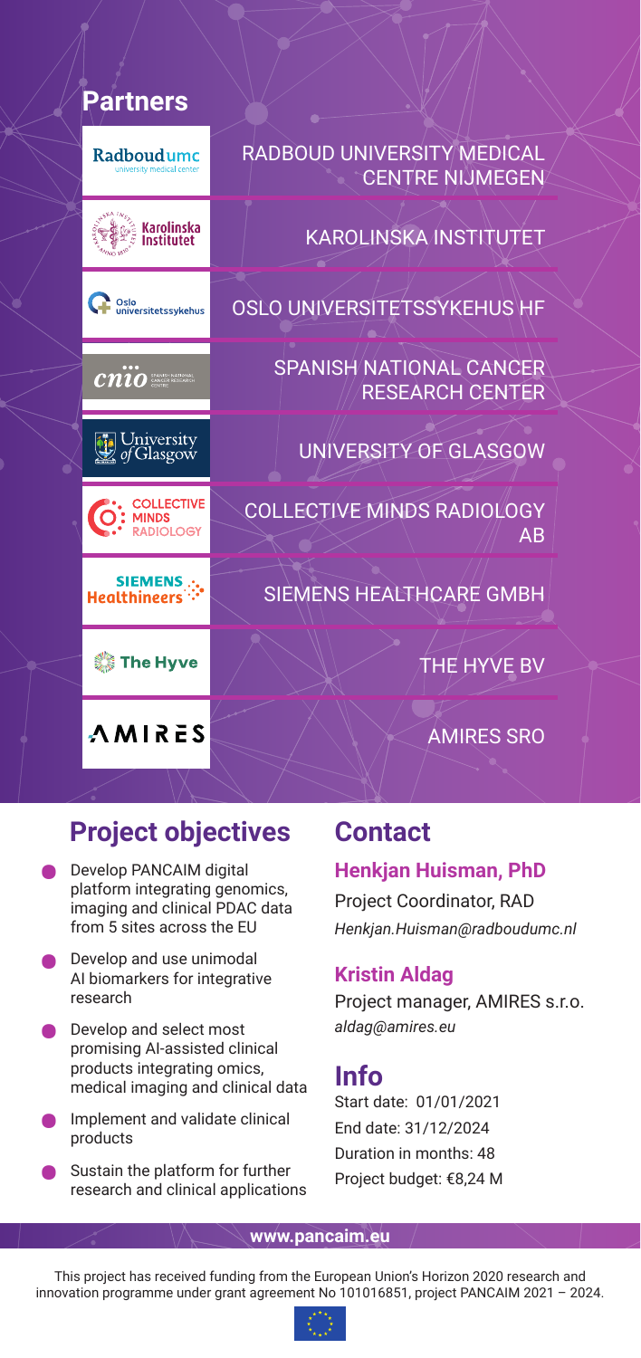## Partners

RADBOUD UNIVERSITY MEDICAL CENTRE NIJMEGEN

KAROLINSKA INSTITUTET

OSLO UNIVERSITETSSYKEHUS HF

SPANISH NATIONAL CANCER RESEARCH CENTER

UNIVERSITY OF GLASGOW

COLLECTIVE MINDS RADIOLOGY AB

SIEMENS HEALTHCARE GMBH

THE HYVE BV

AMIRES SRO

## Project objectives

- Develop PANCAIM digital platform integrating genomics, imaging and clinical PDAC data from 5 sites across the EU
- Develop and use unimodal AI biomarkers for integrative research
- Develop and select most promising AI-assisted clinical products integrating omics, medical imaging and clinical data
- Implement and validate clinical products
- Sustain the platform for further research and clinical applications

## Contact

### Henkjan Huisman, PhD

Project Coordinator, RAD
*Henkjan.Huisman@radboudumc.nl*

### Kristin Aldag

Project manager, AMIRES s.r.o.
*aldag@amires.eu*

## Info

Start date: 01/01/2021
End date: 31/12/2024
Duration in months: 48
Project budget: €8,24 M

**www.pancaim.eu**

This project has received funding from the European Union's Horizon 2020 research and innovation programme under grant agreement No 101016851, project PANCAIM 2021 – 2024.